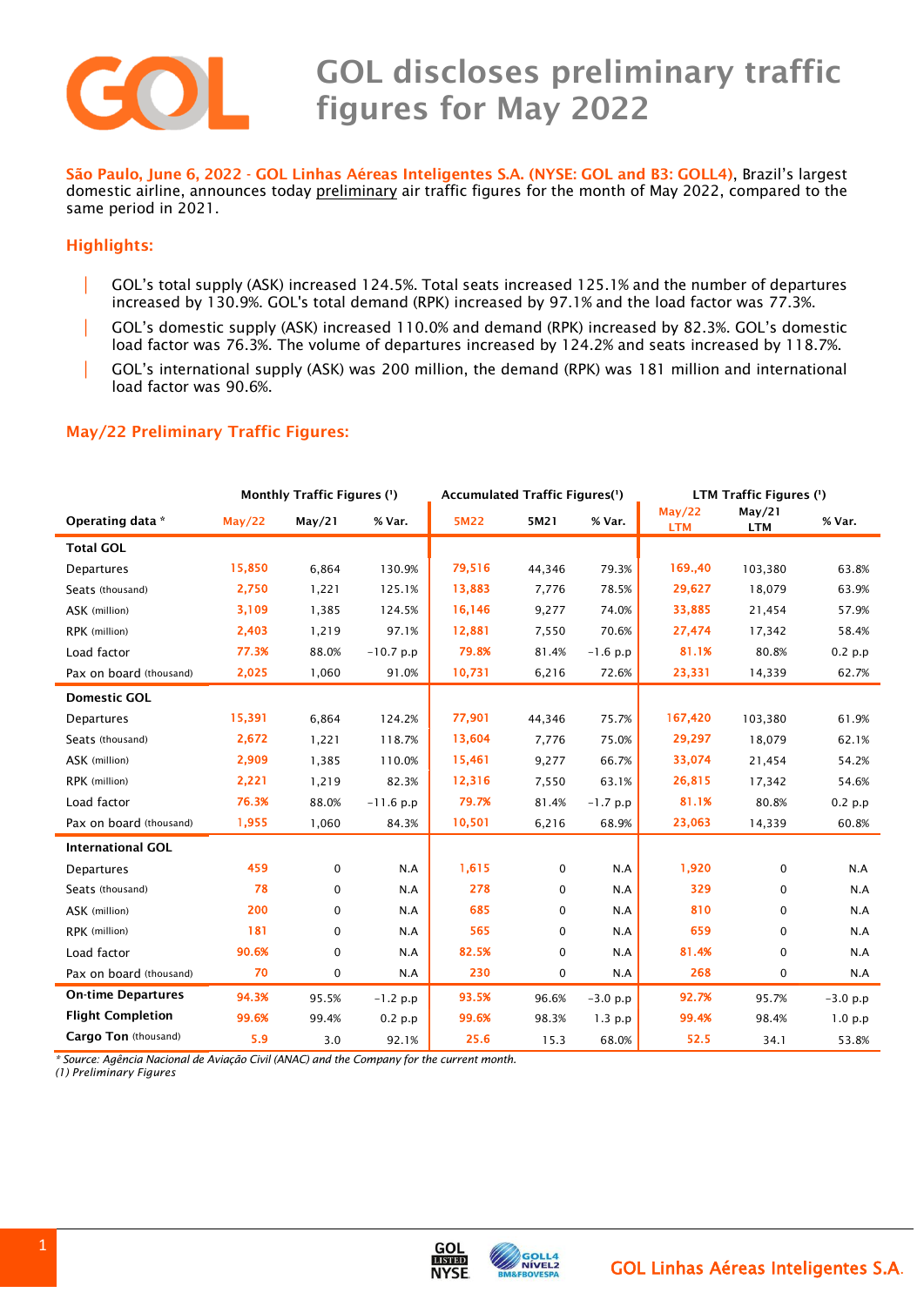# GOL discloses preliminary traffic figures for May 2022

**São Paulo, June 6, 2022 - GOL Linhas Aéreas Inteligentes S.A. (NYSE: GOL and B3: GOLL4)**, Brazil's largest domestic airline, announces today preliminary air traffic figures for the month of May 2022, compared to the same period in 2021.

## Highlights:

- GOL's total supply (ASK) increased 124.5%. Total seats increased 125.1% and the number of departures increased by 130.9%. GOL's total demand (RPK) increased by 97.1% and the load factor was 77.3%.
- GOL's domestic supply (ASK) increased 110.0% and demand (RPK) increased by 82.3%. GOL's domestic load factor was 76.3%. The volume of departures increased by 124.2% and seats increased by 118.7%.
- GOL's international supply (ASK) was 200 million, the demand (RPK) was 181 million and international load factor was 90.6%.

## May/22 Preliminary Traffic Figures:

| | Monthly Traffic Figures (¹) | | | Accumulated Traffic Figures(¹) | | | LTM Traffic Figures (¹) | | |
|---|---|---|---|---|---|---|---|---|---|
| **Operating data \*** | **May/22** | **May/21** | **% Var.** | **5M22** | **5M21** | **% Var.** | **May/22 LTM** | **May/21 LTM** | **% Var.** |
| **Total GOL** | | | | | | | | | |
| Departures | 15,850 | 6,864 | 130.9% | 79,516 | 44,346 | 79.3% | 169.,40 | 103,380 | 63.8% |
| Seats (thousand) | 2,750 | 1,221 | 125.1% | 13,883 | 7,776 | 78.5% | 29,627 | 18,079 | 63.9% |
| ASK (million) | 3,109 | 1,385 | 124.5% | 16,146 | 9,277 | 74.0% | 33,885 | 21,454 | 57.9% |
| RPK (million) | 2,403 | 1,219 | 97.1% | 12,881 | 7,550 | 70.6% | 27,474 | 17,342 | 58.4% |
| Load factor | 77.3% | 88.0% | -10.7 p.p | 79.8% | 81.4% | -1.6 p.p | 81.1% | 80.8% | 0.2 p.p |
| Pax on board (thousand) | 2,025 | 1,060 | 91.0% | 10,731 | 6,216 | 72.6% | 23,331 | 14,339 | 62.7% |
| **Domestic GOL** | | | | | | | | | |
| Departures | 15,391 | 6,864 | 124.2% | 77,901 | 44,346 | 75.7% | 167,420 | 103,380 | 61.9% |
| Seats (thousand) | 2,672 | 1,221 | 118.7% | 13,604 | 7,776 | 75.0% | 29,297 | 18,079 | 62.1% |
| ASK (million) | 2,909 | 1,385 | 110.0% | 15,461 | 9,277 | 66.7% | 33,074 | 21,454 | 54.2% |
| RPK (million) | 2,221 | 1,219 | 82.3% | 12,316 | 7,550 | 63.1% | 26,815 | 17,342 | 54.6% |
| Load factor | 76.3% | 88.0% | -11.6 p.p | 79.7% | 81.4% | -1.7 p.p | 81.1% | 80.8% | 0.2 p.p |
| Pax on board (thousand) | 1,955 | 1,060 | 84.3% | 10,501 | 6,216 | 68.9% | 23,063 | 14,339 | 60.8% |
| **International GOL** | | | | | | | | | |
| Departures | 459 | 0 | N.A | 1,615 | 0 | N.A | 1,920 | 0 | N.A |
| Seats (thousand) | 78 | 0 | N.A | 278 | 0 | N.A | 329 | 0 | N.A |
| ASK (million) | 200 | 0 | N.A | 685 | 0 | N.A | 810 | 0 | N.A |
| RPK (million) | 181 | 0 | N.A | 565 | 0 | N.A | 659 | 0 | N.A |
| Load factor | 90.6% | 0 | N.A | 82.5% | 0 | N.A | 81.4% | 0 | N.A |
| Pax on board (thousand) | 70 | 0 | N.A | 230 | 0 | N.A | 268 | 0 | N.A |
| **On-time Departures** | 94.3% | 95.5% | -1.2 p.p | 93.5% | 96.6% | -3.0 p.p | 92.7% | 95.7% | -3.0 p.p |
| **Flight Completion** | 99.6% | 99.4% | 0.2 p.p | 99.6% | 98.3% | 1.3 p.p | 99.4% | 98.4% | 1.0 p.p |
| **Cargo Ton** (thousand) | 5.9 | 3.0 | 92.1% | 25.6 | 15.3 | 68.0% | 52.5 | 34.1 | 53.8% |

*\* Source: Agência Nacional de Aviação Civil (ANAC) and the Company for the current month.*
*(1) Preliminary Figures*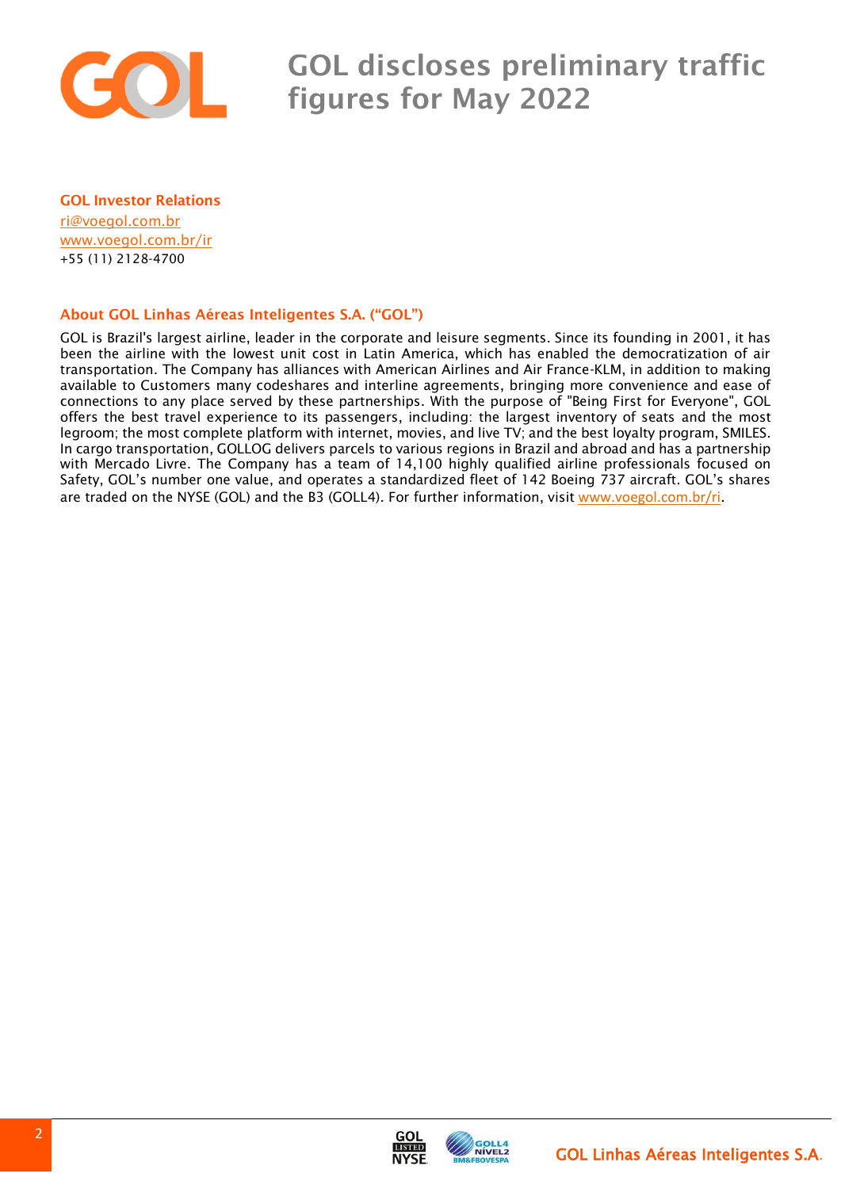# GOL discloses preliminary traffic figures for May 2022

**GOL Investor Relations**
ri@voegol.com.br
www.voegol.com.br/ir
+55 (11) 2128-4700

**About GOL Linhas Aéreas Inteligentes S.A. ("GOL")**

GOL is Brazil's largest airline, leader in the corporate and leisure segments. Since its founding in 2001, it has been the airline with the lowest unit cost in Latin America, which has enabled the democratization of air transportation. The Company has alliances with American Airlines and Air France-KLM, in addition to making available to Customers many codeshares and interline agreements, bringing more convenience and ease of connections to any place served by these partnerships. With the purpose of "Being First for Everyone", GOL offers the best travel experience to its passengers, including: the largest inventory of seats and the most legroom; the most complete platform with internet, movies, and live TV; and the best loyalty program, SMILES. In cargo transportation, GOLLOG delivers parcels to various regions in Brazil and abroad and has a partnership with Mercado Livre. The Company has a team of 14,100 highly qualified airline professionals focused on Safety, GOL's number one value, and operates a standardized fleet of 142 Boeing 737 aircraft. GOL's shares are traded on the NYSE (GOL) and the B3 (GOLL4). For further information, visit www.voegol.com.br/ri.